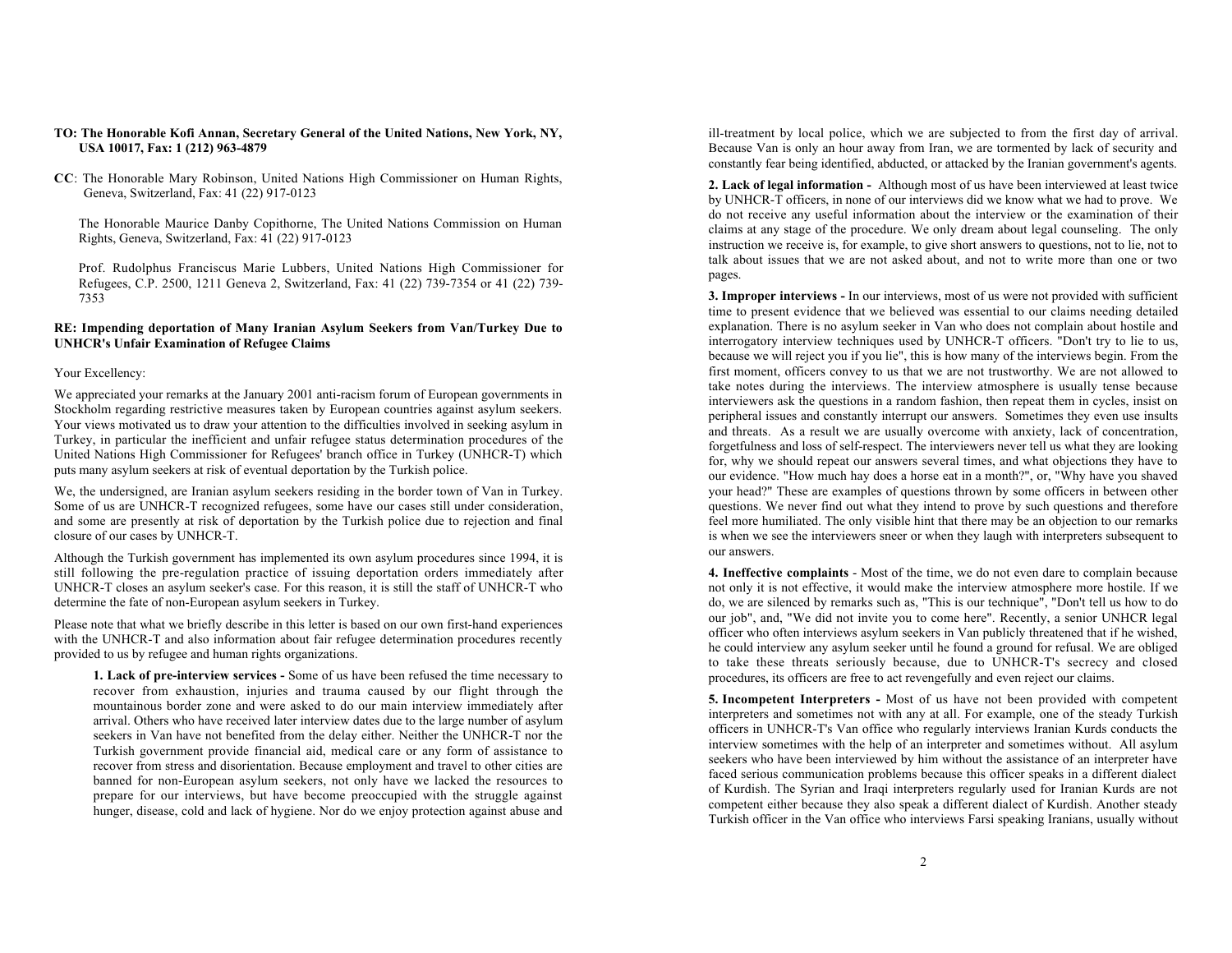**TO: The Honorable Kofi Annan, Secretary General of the United Nations, New York, NY, USA 10017, Fax: 1 (212) 963-4879**

**CC**: The Honorable Mary Robinson, United Nations High Commissioner on Human Rights, Geneva, Switzerland, Fax: 41 (22) 917-0123

The Honorable Maurice Danby Copithorne, The United Nations Commission on Human Rights, Geneva, Switzerland, Fax: 41 (22) 917-0123

Prof. Rudolphus Franciscus Marie Lubbers, United Nations High Commissioner for Refugees, C.P. 2500, 1211 Geneva 2, Switzerland, Fax: 41 (22) 739-7354 or 41 (22) 739-7353

**RE: Impending deportation of Many Iranian Asylum Seekers from Van/Turkey Due to UNHCR's Unfair Examination of Refugee Claims**

Your Excellency:

We appreciated your remarks at the January 2001 anti-racism forum of European governments in Stockholm regarding restrictive measures taken by European countries against asylum seekers. Your views motivated us to draw your attention to the difficulties involved in seeking asylum in Turkey, in particular the inefficient and unfair refugee status determination procedures of the United Nations High Commissioner for Refugees' branch office in Turkey (UNHCR-T) which puts many asylum seekers at risk of eventual deportation by the Turkish police.

We, the undersigned, are Iranian asylum seekers residing in the border town of Van in Turkey. Some of us are UNHCR-T recognized refugees, some have our cases still under consideration, and some are presently at risk of deportation by the Turkish police due to rejection and final closure of our cases by UNHCR-T.

Although the Turkish government has implemented its own asylum procedures since 1994, it is still following the pre-regulation practice of issuing deportation orders immediately after UNHCR-T closes an asylum seeker's case. For this reason, it is still the staff of UNHCR-T who determine the fate of non-European asylum seekers in Turkey.

Please note that what we briefly describe in this letter is based on our own first-hand experiences with the UNHCR-T and also information about fair refugee determination procedures recently provided to us by refugee and human rights organizations.

**1. Lack of pre-interview services -** Some of us have been refused the time necessary to recover from exhaustion, injuries and trauma caused by our flight through the mountainous border zone and were asked to do our main interview immediately after arrival. Others who have received later interview dates due to the large number of asylum seekers in Van have not benefited from the delay either. Neither the UNHCR-T nor the Turkish government provide financial aid, medical care or any form of assistance to recover from stress and disorientation. Because employment and travel to other cities are banned for non-European asylum seekers, not only have we lacked the resources to prepare for our interviews, but have become preoccupied with the struggle against hunger, disease, cold and lack of hygiene. Nor do we enjoy protection against abuse and ill-treatment by local police, which we are subjected to from the first day of arrival. Because Van is only an hour away from Iran, we are tormented by lack of security and constantly fear being identified, abducted, or attacked by the Iranian government's agents.

**2. Lack of legal information -** Although most of us have been interviewed at least twice by UNHCR-T officers, in none of our interviews did we know what we had to prove. We do not receive any useful information about the interview or the examination of their claims at any stage of the procedure. We only dream about legal counseling. The only instruction we receive is, for example, to give short answers to questions, not to lie, not to talk about issues that we are not asked about, and not to write more than one or two pages.

**3. Improper interviews -** In our interviews, most of us were not provided with sufficient time to present evidence that we believed was essential to our claims needing detailed explanation. There is no asylum seeker in Van who does not complain about hostile and interrogatory interview techniques used by UNHCR-T officers. "Don't try to lie to us, because we will reject you if you lie", this is how many of the interviews begin. From the first moment, officers convey to us that we are not trustworthy. We are not allowed to take notes during the interviews. The interview atmosphere is usually tense because interviewers ask the questions in a random fashion, then repeat them in cycles, insist on peripheral issues and constantly interrupt our answers. Sometimes they even use insults and threats. As a result we are usually overcome with anxiety, lack of concentration, forgetfulness and loss of self-respect. The interviewers never tell us what they are looking for, why we should repeat our answers several times, and what objections they have to our evidence. "How much hay does a horse eat in a month?", or, "Why have you shaved your head?" These are examples of questions thrown by some officers in between other questions. We never find out what they intend to prove by such questions and therefore feel more humiliated. The only visible hint that there may be an objection to our remarks is when we see the interviewers sneer or when they laugh with interpreters subsequent to our answers.

**4. Ineffective complaints** - Most of the time, we do not even dare to complain because not only it is not effective, it would make the interview atmosphere more hostile. If we do, we are silenced by remarks such as, "This is our technique", "Don't tell us how to do our job", and, "We did not invite you to come here". Recently, a senior UNHCR legal officer who often interviews asylum seekers in Van publicly threatened that if he wished, he could interview any asylum seeker until he found a ground for refusal. We are obliged to take these threats seriously because, due to UNHCR-T's secrecy and closed procedures, its officers are free to act revengefully and even reject our claims.

**5. Incompetent Interpreters** - Most of us have not been provided with competent interpreters and sometimes not with any at all. For example, one of the steady Turkish officers in UNHCR-T's Van office who regularly interviews Iranian Kurds conducts the interview sometimes with the help of an interpreter and sometimes without. All asylum seekers who have been interviewed by him without the assistance of an interpreter have faced serious communication problems because this officer speaks in a different dialect of Kurdish. The Syrian and Iraqi interpreters regularly used for Iranian Kurds are not competent either because they also speak a different dialect of Kurdish. Another steady Turkish officer in the Van office who interviews Farsi speaking Iranians, usually without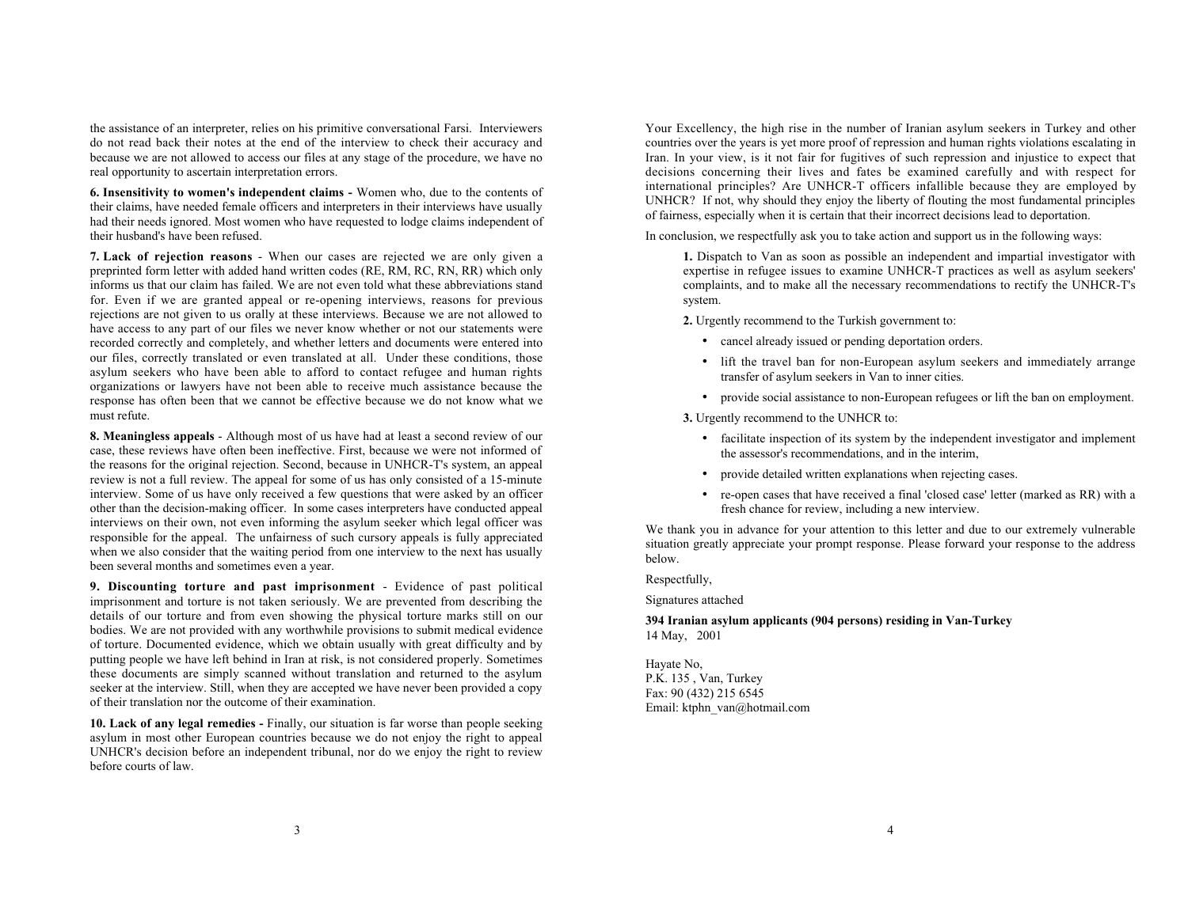the assistance of an interpreter, relies on his primitive conversational Farsi. Interviewers do not read back their notes at the end of the interview to check their accuracy and because we are not allowed to access our files at any stage of the procedure, we have no real opportunity to ascertain interpretation errors.

**6. Insensitivity to women's independent claims -** Women who, due to the contents of their claims, have needed female officers and interpreters in their interviews have usually had their needs ignored. Most women who have requested to lodge claims independent of their husband's have been refused.

**7. Lack of rejection reasons** - When our cases are rejected we are only given a preprinted form letter with added hand written codes (RE, RM, RC, RN, RR) which only informs us that our claim has failed. We are not even told what these abbreviations stand for. Even if we are granted appeal or re-opening interviews, reasons for previous rejections are not given to us orally at these interviews. Because we are not allowed to have access to any part of our files we never know whether or not our statements were recorded correctly and completely, and whether letters and documents were entered into our files, correctly translated or even translated at all. Under these conditions, those asylum seekers who have been able to afford to contact refugee and human rights organizations or lawyers have not been able to receive much assistance because the response has often been that we cannot be effective because we do not know what we must refute.

**8. Meaningless appeals** - Although most of us have had at least a second review of our case, these reviews have often been ineffective. First, because we were not informed of the reasons for the original rejection. Second, because in UNHCR-T's system, an appeal review is not a full review. The appeal for some of us has only consisted of a 15-minute interview. Some of us have only received a few questions that were asked by an officer other than the decision-making officer. In some cases interpreters have conducted appeal interviews on their own, not even informing the asylum seeker which legal officer was responsible for the appeal. The unfairness of such cursory appeals is fully appreciated when we also consider that the waiting period from one interview to the next has usually been several months and sometimes even a year.

**9. Discounting torture and past imprisonment** - Evidence of past political imprisonment and torture is not taken seriously. We are prevented from describing the details of our torture and from even showing the physical torture marks still on our bodies. We are not provided with any worthwhile provisions to submit medical evidence of torture. Documented evidence, which we obtain usually with great difficulty and by putting people we have left behind in Iran at risk, is not considered properly. Sometimes these documents are simply scanned without translation and returned to the asylum seeker at the interview. Still, when they are accepted we have never been provided a copy of their translation nor the outcome of their examination.

**10. Lack of any legal remedies -** Finally, our situation is far worse than people seeking asylum in most other European countries because we do not enjoy the right to appeal UNHCR's decision before an independent tribunal, nor do we enjoy the right to review before courts of law.

Your Excellency, the high rise in the number of Iranian asylum seekers in Turkey and other countries over the years is yet more proof of repression and human rights violations escalating in Iran. In your view, is it not fair for fugitives of such repression and injustice to expect that decisions concerning their lives and fates be examined carefully and with respect for international principles? Are UNHCR-T officers infallible because they are employed by UNHCR? If not, why should they enjoy the liberty of flouting the most fundamental principles of fairness, especially when it is certain that their incorrect decisions lead to deportation.

In conclusion, we respectfully ask you to take action and support us in the following ways:

**1.** Dispatch to Van as soon as possible an independent and impartial investigator with expertise in refugee issues to examine UNHCR-T practices as well as asylum seekers' complaints, and to make all the necessary recommendations to rectify the UNHCR-T's system.

**2.** Urgently recommend to the Turkish government to:

- cancel already issued or pending deportation orders.
- lift the travel ban for non-European asylum seekers and immediately arrange transfer of asylum seekers in Van to inner cities.
- provide social assistance to non-European refugees or lift the ban on employment.

**3.** Urgently recommend to the UNHCR to:

- facilitate inspection of its system by the independent investigator and implement the assessor's recommendations, and in the interim,
- provide detailed written explanations when rejecting cases.
- re-open cases that have received a final 'closed case' letter (marked as RR) with a fresh chance for review, including a new interview.

We thank you in advance for your attention to this letter and due to our extremely vulnerable situation greatly appreciate your prompt response. Please forward your response to the address below.

Respectfully,

Signatures attached

**394 Iranian asylum applicants (904 persons) residing in Van-Turkey**
14 May, 2001

Hayate No,
P.K. 135 , Van, Turkey
Fax: 90 (432) 215 6545
Email: ktphn_van@hotmail.com